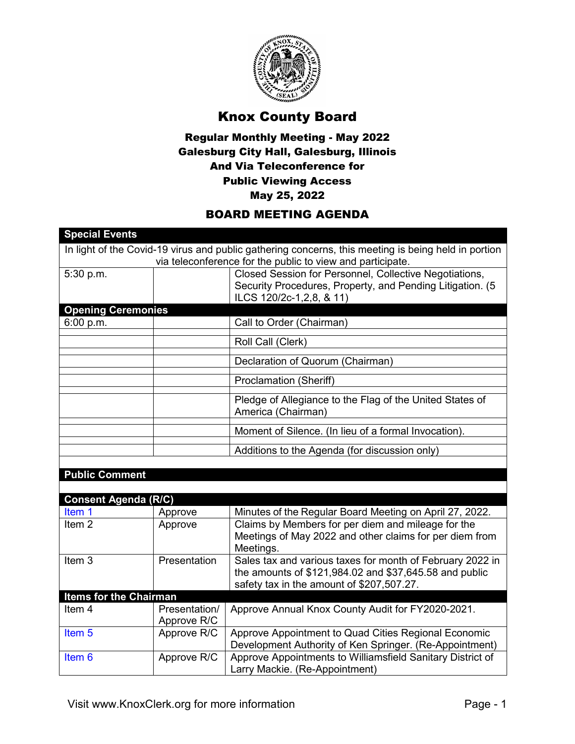# Knox County Board

## Regular Monthly Meeting - May 2022
## Galesburg City Hall, Galesburg, Illinois
## And Via Teleconference for
## Public Viewing Access
## May 25, 2022

## BOARD MEETING AGENDA

| **Special Events** | | |
|---|---|---|
| In light of the Covid-19 virus and public gathering concerns, this meeting is being held in portion via teleconference for the public to view and participate. | | |
| 5:30 p.m. | | Closed Session for Personnel, Collective Negotiations, Security Procedures, Property, and Pending Litigation. (5 ILCS 120/2c-1,2,8, & 11) |
| **Opening Ceremonies** | | |
| 6:00 p.m. | | Call to Order (Chairman) |
| | | Roll Call (Clerk) |
| | | Declaration of Quorum (Chairman) |
| | | Proclamation (Sheriff) |
| | | Pledge of Allegiance to the Flag of the United States of America (Chairman) |
| | | Moment of Silence. (In lieu of a formal Invocation). |
| | | Additions to the Agenda (for discussion only) |
| **Public Comment** | | |
| **Consent Agenda (R/C)** | | |
| Item 1 | Approve | Minutes of the Regular Board Meeting on April 27, 2022. |
| Item 2 | Approve | Claims by Members for per diem and mileage for the Meetings of May 2022 and other claims for per diem from Meetings. |
| Item 3 | Presentation | Sales tax and various taxes for month of February 2022 in the amounts of $121,984.02 and $37,645.58 and public safety tax in the amount of $207,507.27. |
| **Items for the Chairman** | | |
| Item 4 | Presentation/ Approve R/C | Approve Annual Knox County Audit for FY2020-2021. |
| Item 5 | Approve R/C | Approve Appointment to Quad Cities Regional Economic Development Authority of Ken Springer. (Re-Appointment) |
| Item 6 | Approve R/C | Approve Appointments to Williamsfield Sanitary District of Larry Mackie. (Re-Appointment) |

Visit www.KnoxClerk.org for more information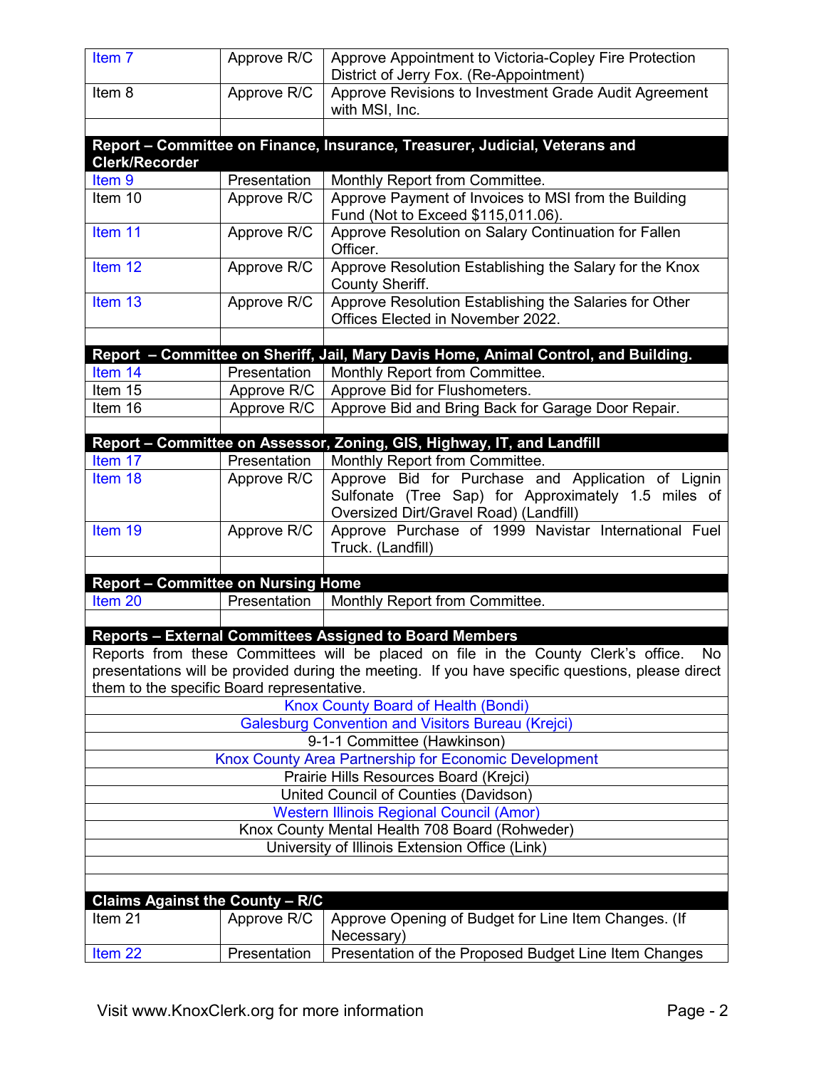| | | |
|---|---|---|
| Item 7 | Approve R/C | Approve Appointment to Victoria-Copley Fire Protection District of Jerry Fox. (Re-Appointment) |
| Item 8 | Approve R/C | Approve Revisions to Investment Grade Audit Agreement with MSI, Inc. |
| | | |
| **Report – Committee on Finance, Insurance, Treasurer, Judicial, Veterans and Clerk/Recorder** | | |
| Item 9 | Presentation | Monthly Report from Committee. |
| Item 10 | Approve R/C | Approve Payment of Invoices to MSI from the Building Fund (Not to Exceed $115,011.06). |
| Item 11 | Approve R/C | Approve Resolution on Salary Continuation for Fallen Officer. |
| Item 12 | Approve R/C | Approve Resolution Establishing the Salary for the Knox County Sheriff. |
| Item 13 | Approve R/C | Approve Resolution Establishing the Salaries for Other Offices Elected in November 2022. |
| | | |
| **Report – Committee on Sheriff, Jail, Mary Davis Home, Animal Control, and Building.** | | |
| Item 14 | Presentation | Monthly Report from Committee. |
| Item 15 | Approve R/C | Approve Bid for Flushometers. |
| Item 16 | Approve R/C | Approve Bid and Bring Back for Garage Door Repair. |
| | | |
| **Report – Committee on Assessor, Zoning, GIS, Highway, IT, and Landfill** | | |
| Item 17 | Presentation | Monthly Report from Committee. |
| Item 18 | Approve R/C | Approve Bid for Purchase and Application of Lignin Sulfonate (Tree Sap) for Approximately 1.5 miles of Oversized Dirt/Gravel Road) (Landfill) |
| Item 19 | Approve R/C | Approve Purchase of 1999 Navistar International Fuel Truck. (Landfill) |
| | | |
| **Report – Committee on Nursing Home** | | |
| Item 20 | Presentation | Monthly Report from Committee. |
| | | |
| **Reports – External Committees Assigned to Board Members** | | |
| Reports from these Committees will be placed on file in the County Clerk's office. No presentations will be provided during the meeting. If you have specific questions, please direct them to the specific Board representative. | | |
| Knox County Board of Health (Bondi) | | |
| Galesburg Convention and Visitors Bureau (Krejci) | | |
| 9-1-1 Committee (Hawkinson) | | |
| Knox County Area Partnership for Economic Development | | |
| Prairie Hills Resources Board (Krejci) | | |
| United Council of Counties (Davidson) | | |
| Western Illinois Regional Council (Amor) | | |
| Knox County Mental Health 708 Board (Rohweder) | | |
| University of Illinois Extension Office (Link) | | |
| | | |
| | | |
| **Claims Against the County – R/C** | | |
| Item 21 | Approve R/C | Approve Opening of Budget for Line Item Changes. (If Necessary) |
| Item 22 | Presentation | Presentation of the Proposed Budget Line Item Changes |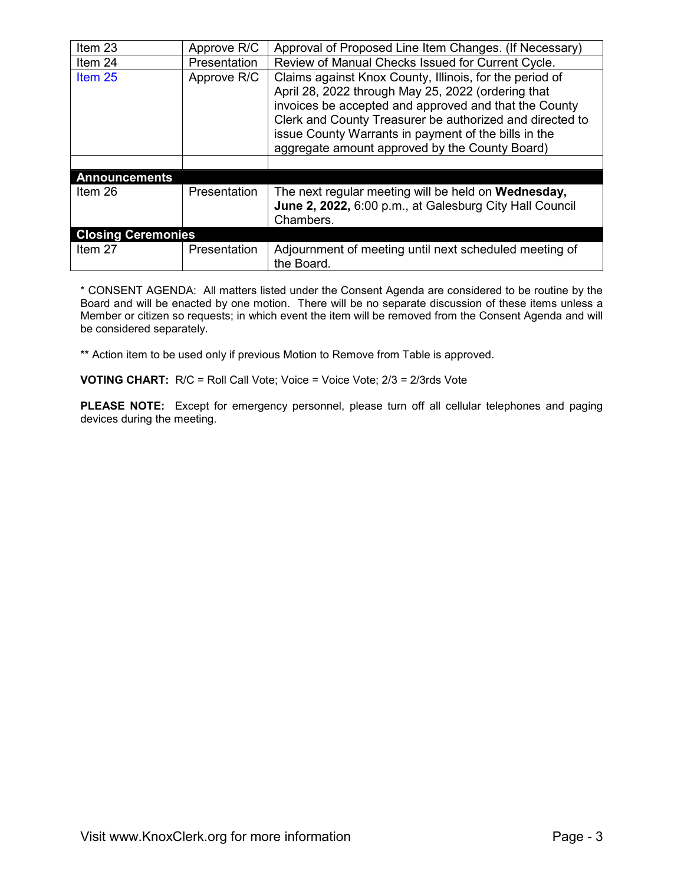| | | |
|---|---|---|
| Item 23 | Approve R/C | Approval of Proposed Line Item Changes. (If Necessary) |
| Item 24 | Presentation | Review of Manual Checks Issued for Current Cycle. |
| Item 25 | Approve R/C | Claims against Knox County, Illinois, for the period of April 28, 2022 through May 25, 2022 (ordering that invoices be accepted and approved and that the County Clerk and County Treasurer be authorized and directed to issue County Warrants in payment of the bills in the aggregate amount approved by the County Board) |
| | | |
| **Announcements** | | |
| Item 26 | Presentation | The next regular meeting will be held on **Wednesday, June 2, 2022,** 6:00 p.m., at Galesburg City Hall Council Chambers. |
| **Closing Ceremonies** | | |
| Item 27 | Presentation | Adjournment of meeting until next scheduled meeting of the Board. |

* CONSENT AGENDA: All matters listed under the Consent Agenda are considered to be routine by the Board and will be enacted by one motion. There will be no separate discussion of these items unless a Member or citizen so requests; in which event the item will be removed from the Consent Agenda and will be considered separately.

** Action item to be used only if previous Motion to Remove from Table is approved.

**VOTING CHART:** R/C = Roll Call Vote; Voice = Voice Vote; 2/3 = 2/3rds Vote

**PLEASE NOTE:** Except for emergency personnel, please turn off all cellular telephones and paging devices during the meeting.

Visit www.KnoxClerk.org for more information